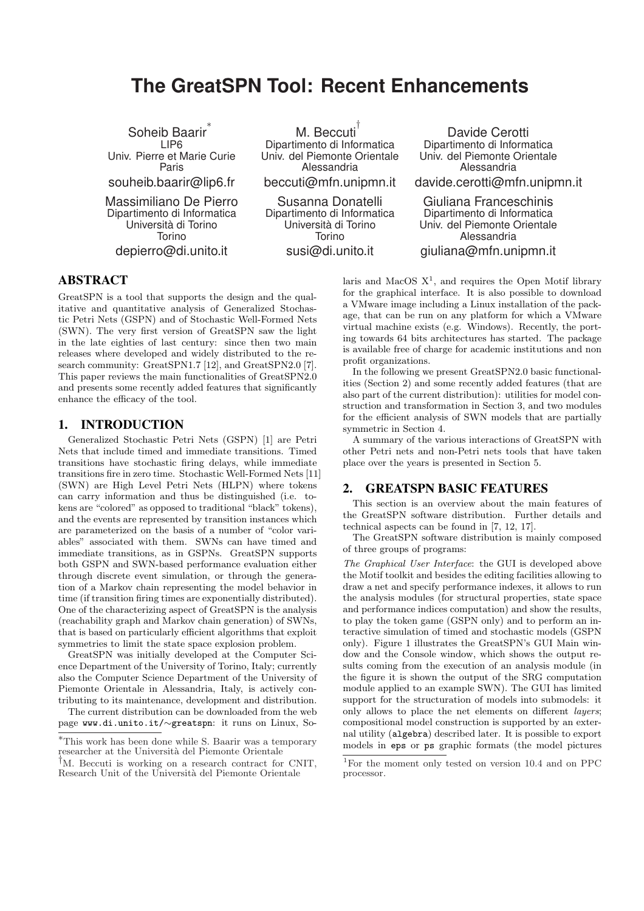# The GreatSPN Tool: Recent Enhancements

Soheib Baarir[*]
LIP6
Univ. Pierre et Marie Curie
Paris
souheib.baarir@lip6.fr

M. Beccuti[†]
Dipartimento di Informatica
Univ. del Piemonte Orientale
Alessandria
beccuti@mfn.unipmn.it

Davide Cerotti
Dipartimento di Informatica
Univ. del Piemonte Orientale
Alessandria
davide.cerotti@mfn.unipmn.it

Massimiliano De Pierro
Dipartimento di Informatica
Università di Torino
Torino
depierro@di.unito.it

Susanna Donatelli
Dipartimento di Informatica
Università di Torino
Torino
susi@di.unito.it

Giuliana Franceschinis
Dipartimento di Informatica
Univ. del Piemonte Orientale
Alessandria
giuliana@mfn.unipmn.it

## ABSTRACT

GreatSPN is a tool that supports the design and the qualitative and quantitative analysis of Generalized Stochastic Petri Nets (GSPN) and of Stochastic Well-Formed Nets (SWN). The very first version of GreatSPN saw the light in the late eighties of last century: since then two main releases where developed and widely distributed to the research community: GreatSPN1.7 [12], and GreatSPN2.0 [7]. This paper reviews the main functionalities of GreatSPN2.0 and presents some recently added features that significantly enhance the efficacy of the tool.

## 1. INTRODUCTION

Generalized Stochastic Petri Nets (GSPN) [1] are Petri Nets that include timed and immediate transitions. Timed transitions have stochastic firing delays, while immediate transitions fire in zero time. Stochastic Well-Formed Nets [11] (SWN) are High Level Petri Nets (HLPN) where tokens can carry information and thus be distinguished (i.e. tokens are "colored" as opposed to traditional "black" tokens), and the events are represented by transition instances which are parameterized on the basis of a number of "color variables" associated with them. SWNs can have timed and immediate transitions, as in GSPNs. GreatSPN supports both GSPN and SWN-based performance evaluation either through discrete event simulation, or through the generation of a Markov chain representing the model behavior in time (if transition firing times are exponentially distributed). One of the characterizing aspect of GreatSPN is the analysis (reachability graph and Markov chain generation) of SWNs, that is based on particularly efficient algorithms that exploit symmetries to limit the state space explosion problem.

GreatSPN was initially developed at the Computer Science Department of the University of Torino, Italy; currently also the Computer Science Department of the University of Piemonte Orientale in Alessandria, Italy, is actively contributing to its maintenance, development and distribution.

The current distribution can be downloaded from the web page `www.di.unito.it/~greatspn`: it runs on Linux, Solaris and MacOS X[1], and requires the Open Motif library for the graphical interface. It is also possible to download a VMware image including a Linux installation of the package, that can be run on any platform for which a VMware virtual machine exists (e.g. Windows). Recently, the porting towards 64 bits architectures has started. The package is available free of charge for academic institutions and non profit organizations.

In the following we present GreatSPN2.0 basic functionalities (Section 2) and some recently added features (that are also part of the current distribution): utilities for model construction and transformation in Section 3, and two modules for the efficient analysis of SWN models that are partially symmetric in Section 4.

A summary of the various interactions of GreatSPN with other Petri nets and non-Petri nets tools that have taken place over the years is presented in Section 5.

## 2. GREATSPN BASIC FEATURES

This section is an overview about the main features of the GreatSPN software distribution. Further details and technical aspects can be found in [7, 12, 17].

The GreatSPN software distribution is mainly composed of three groups of programs:

*The Graphical User Interface*: the GUI is developed above the Motif toolkit and besides the editing facilities allowing to draw a net and specify performance indexes, it allows to run the analysis modules (for structural properties, state space and performance indices computation) and show the results, to play the token game (GSPN only) and to perform an interactive simulation of timed and stochastic models (GSPN only). Figure 1 illustrates the GreatSPN's GUI Main window and the Console window, which shows the output results coming from the execution of an analysis module (in the figure it is shown the output of the SRG computation module applied to an example SWN). The GUI has limited support for the structuration of models into submodels: it only allows to place the net elements on different *layers*; compositional model construction is supported by an external utility (`algebra`) described later. It is possible to export models in `eps` or `ps` graphic formats (the model pictures

---

[*] This work has been done while S. Baarir was a temporary researcher at the Università del Piemonte Orientale

[†] M. Beccuti is working on a research contract for CNIT, Research Unit of the Università del Piemonte Orientale

[1] For the moment only tested on version 10.4 and on PPC processor.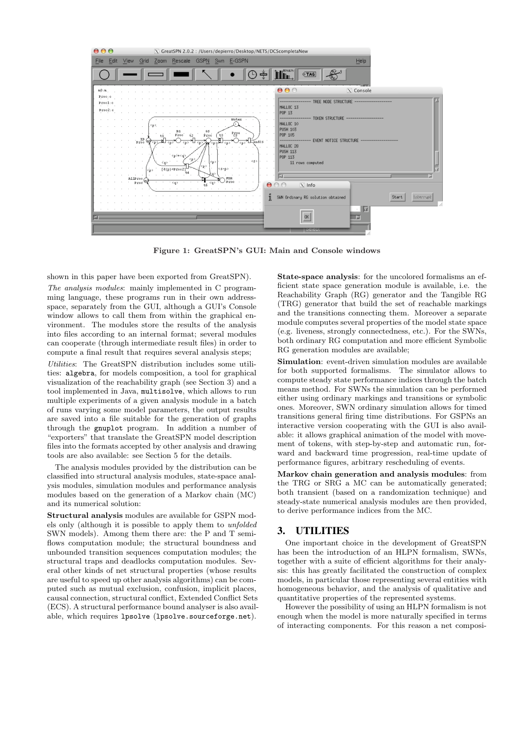Figure 1: GreatSPN's GUI: Main and Console windows

shown in this paper have been exported from GreatSPN).

*The analysis modules*: mainly implemented in C programming language, these programs run in their own address-space, separately from the GUI, although a GUI's Console window allows to call them from within the graphical environment. The modules store the results of the analysis into files according to an internal format; several modules can cooperate (through intermediate result files) in order to compute a final result that requires several analysis steps;

*Utilities*: The GreatSPN distribution includes some utilities: `algebra`, for models composition, a tool for graphical visualization of the reachability graph (see Section 3) and a tool implemented in Java, `multisolve`, which allows to run multiple experiments of a given analysis module in a batch of runs varying some model parameters, the output results are saved into a file suitable for the generation of graphs through the `gnuplot` program. In addition a number of "exporters" that translate the GreatSPN model description files into the formats accepted by other analysis and drawing tools are also available: see Section 5 for the details.

The analysis modules provided by the distribution can be classified into structural analysis modules, state-space analysis modules, simulation modules and performance analysis modules based on the generation of a Markov chain (MC) and its numerical solution:

**Structural analysis** modules are available for GSPN models only (although it is possible to apply them to *unfolded* SWN models). Among them there are: the P and T semi-flows computation module; the structural boundness and unbounded transition sequences computation modules; the structural traps and deadlocks computation modules. Several other kinds of net structural properties (whose results are useful to speed up other analysis algorithms) can be computed such as mutual exclusion, confusion, implicit places, causal connection, structural conflict, Extended Conflict Sets (ECS). A structural performance bound analyser is also available, which requires `lpsolve` (`lpsolve.sourceforge.net`).

**State-space analysis**: for the uncolored formalisms an efficient state space generation module is available, i.e. the Reachability Graph (RG) generator and the Tangible RG (TRG) generator that build the set of reachable markings and the transitions connecting them. Moreover a separate module computes several properties of the model state space (e.g. liveness, strongly connectedness, etc.). For the SWNs, both ordinary RG computation and more efficient Symbolic RG generation modules are available;

**Simulation**: event-driven simulation modules are available for both supported formalisms. The simulator allows to compute steady state performance indices through the batch means method. For SWNs the simulation can be performed either using ordinary markings and transitions or symbolic ones. Moreover, SWN ordinary simulation allows for timed transitions general firing time distributions. For GSPNs an interactive version cooperating with the GUI is also available: it allows graphical animation of the model with movement of tokens, with step-by-step and automatic run, forward and backward time progression, real-time update of performance figures, arbitrary rescheduling of events.

**Markov chain generation and analysis modules**: from the TRG or SRG a MC can be automatically generated; both transient (based on a randomization technique) and steady-state numerical analysis modules are then provided, to derive performance indices from the MC.

## 3. UTILITIES

One important choice in the development of GreatSPN has been the introduction of an HLPN formalism, SWNs, together with a suite of efficient algorithms for their analysis: this has greatly facilitated the construction of complex models, in particular those representing several entities with homogeneous behavior, and the analysis of qualitative and quantitative properties of the represented systems.

However the possibility of using an HLPN formalism is not enough when the model is more naturally specified in terms of interacting components. For this reason a net composi-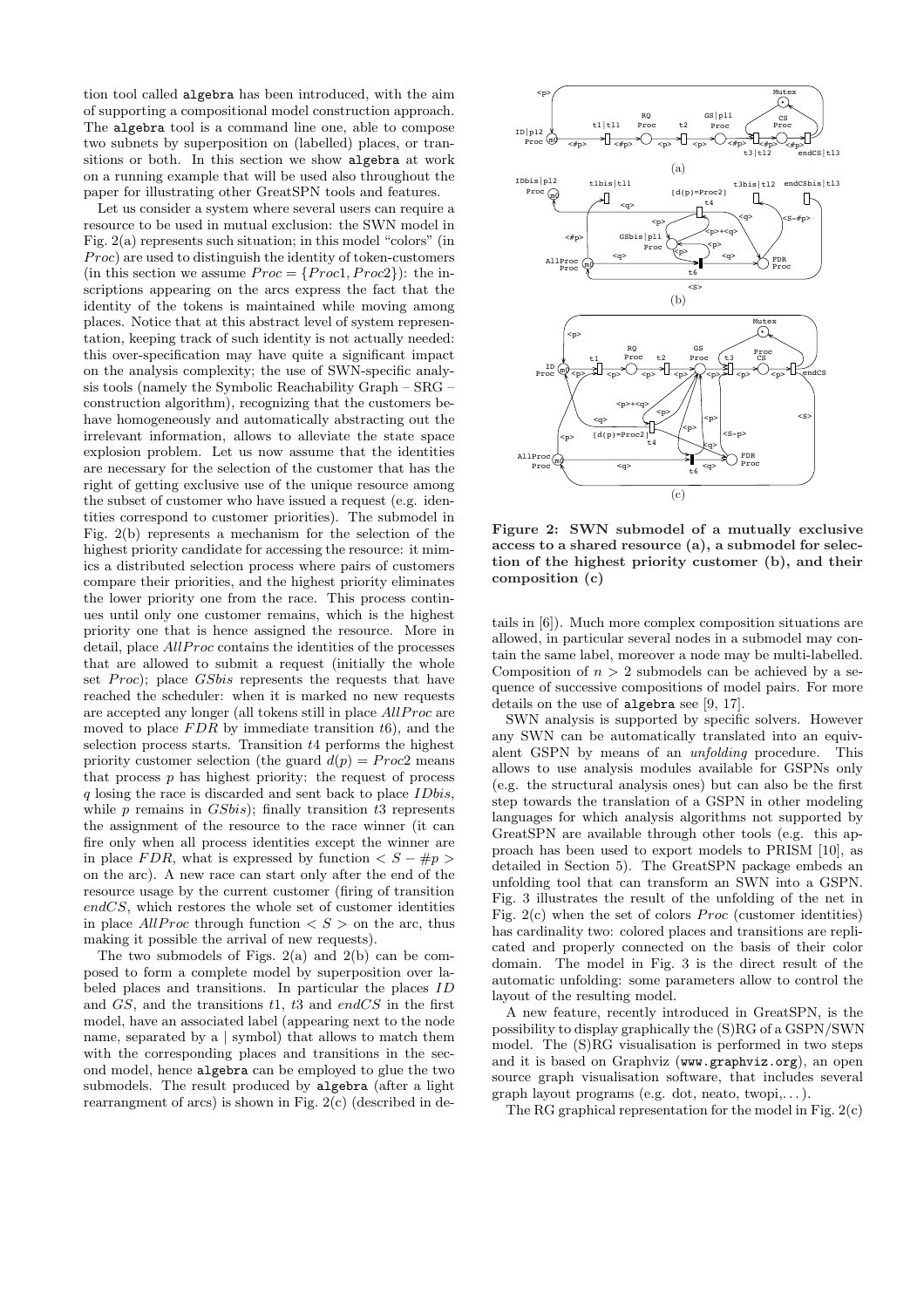tion tool called algebra has been introduced, with the aim of supporting a compositional model construction approach. The algebra tool is a command line one, able to compose two subnets by superposition on (labelled) places, or transitions or both. In this section we show algebra at work on a running example that will be used also throughout the paper for illustrating other GreatSPN tools and features.

Let us consider a system where several users can require a resource to be used in mutual exclusion: the SWN model in Fig. 2(a) represents such situation; in this model "colors" (in *Proc*) are used to distinguish the identity of token-customers (in this section we assume $Proc = \{Proc1, Proc2\}$): the inscriptions appearing on the arcs express the fact that the identity of the tokens is maintained while moving among places. Notice that at this abstract level of system representation, keeping track of such identity is not actually needed: this over-specification may have quite a significant impact on the analysis complexity; the use of SWN-specific analysis tools (namely the Symbolic Reachability Graph – SRG – construction algorithm), recognizing that the customers behave homogeneously and automatically abstracting out the irrelevant information, allows to alleviate the state space explosion problem. Let us now assume that the identities are necessary for the selection of the customer that has the right of getting exclusive use of the unique resource among the subset of customer who have issued a request (e.g. identities correspond to customer priorities). The submodel in Fig. 2(b) represents a mechanism for the selection of the highest priority candidate for accessing the resource: it mimics a distributed selection process where pairs of customers compare their priorities, and the highest priority eliminates the lower priority one from the race. This process continues until only one customer remains, which is the highest priority one that is hence assigned the resource. More in detail, place *AllProc* contains the identities of the processes that are allowed to submit a request (initially the whole set *Proc*); place *GSbis* represents the requests that have reached the scheduler: when it is marked no new requests are accepted any longer (all tokens still in place *AllProc* are moved to place *FDR* by immediate transition *t*6), and the selection process starts. Transition *t*4 performs the highest priority customer selection (the guard $d(p) = Proc2$ means that process *p* has highest priority: the request of process *q* losing the race is discarded and sent back to place *IDbis*, while *p* remains in *GSbis*); finally transition *t*3 represents the assignment of the resource to the race winner (it can fire only when all process identities except the winner are in place *FDR*, what is expressed by function $< S - \#p >$ on the arc). A new race can start only after the end of the resource usage by the current customer (firing of transition *endCS*, which restores the whole set of customer identities in place *AllProc* through function $< S >$ on the arc, thus making it possible the arrival of new requests).

The two submodels of Figs. 2(a) and 2(b) can be composed to form a complete model by superposition over labeled places and transitions. In particular the places *ID* and *GS*, and the transitions *t*1, *t*3 and *endCS* in the first model, have an associated label (appearing next to the node name, separated by a | symbol) that allows to match them with the corresponding places and transitions in the second model, hence algebra can be employed to glue the two submodels. The result produced by algebra (after a light rearrangment of arcs) is shown in Fig. 2(c) (described in details in [6]). Much more complex composition situations are allowed, in particular several nodes in a submodel may contain the same label, moreover a node may be multi-labelled. Composition of $n > 2$ submodels can be achieved by a sequence of successive compositions of model pairs. For more details on the use of algebra see [9, 17].

**Figure 2: SWN submodel of a mutually exclusive access to a shared resource (a), a submodel for selection of the highest priority customer (b), and their composition (c)**

SWN analysis is supported by specific solvers. However any SWN can be automatically translated into an equivalent GSPN by means of an *unfolding* procedure. This allows to use analysis modules available for GSPNs only (e.g. the structural analysis ones) but can also be the first step towards the translation of a GSPN in other modeling languages for which analysis algorithms not supported by GreatSPN are available through other tools (e.g. this approach has been used to export models to PRISM [10], as detailed in Section 5). The GreatSPN package embeds an unfolding tool that can transform an SWN into a GSPN. Fig. 3 illustrates the result of the unfolding of the net in Fig. 2(c) when the set of colors *Proc* (customer identities) has cardinality two: colored places and transitions are replicated and properly connected on the basis of their color domain. The model in Fig. 3 is the direct result of the automatic unfolding: some parameters allow to control the layout of the resulting model.

A new feature, recently introduced in GreatSPN, is the possibility to display graphically the (S)RG of a GSPN/SWN model. The (S)RG visualisation is performed in two steps and it is based on Graphviz (www.graphviz.org), an open source graph visualisation software, that includes several graph layout programs (e.g. dot, neato, twopi,. . . ).

The RG graphical representation for the model in Fig. 2(c)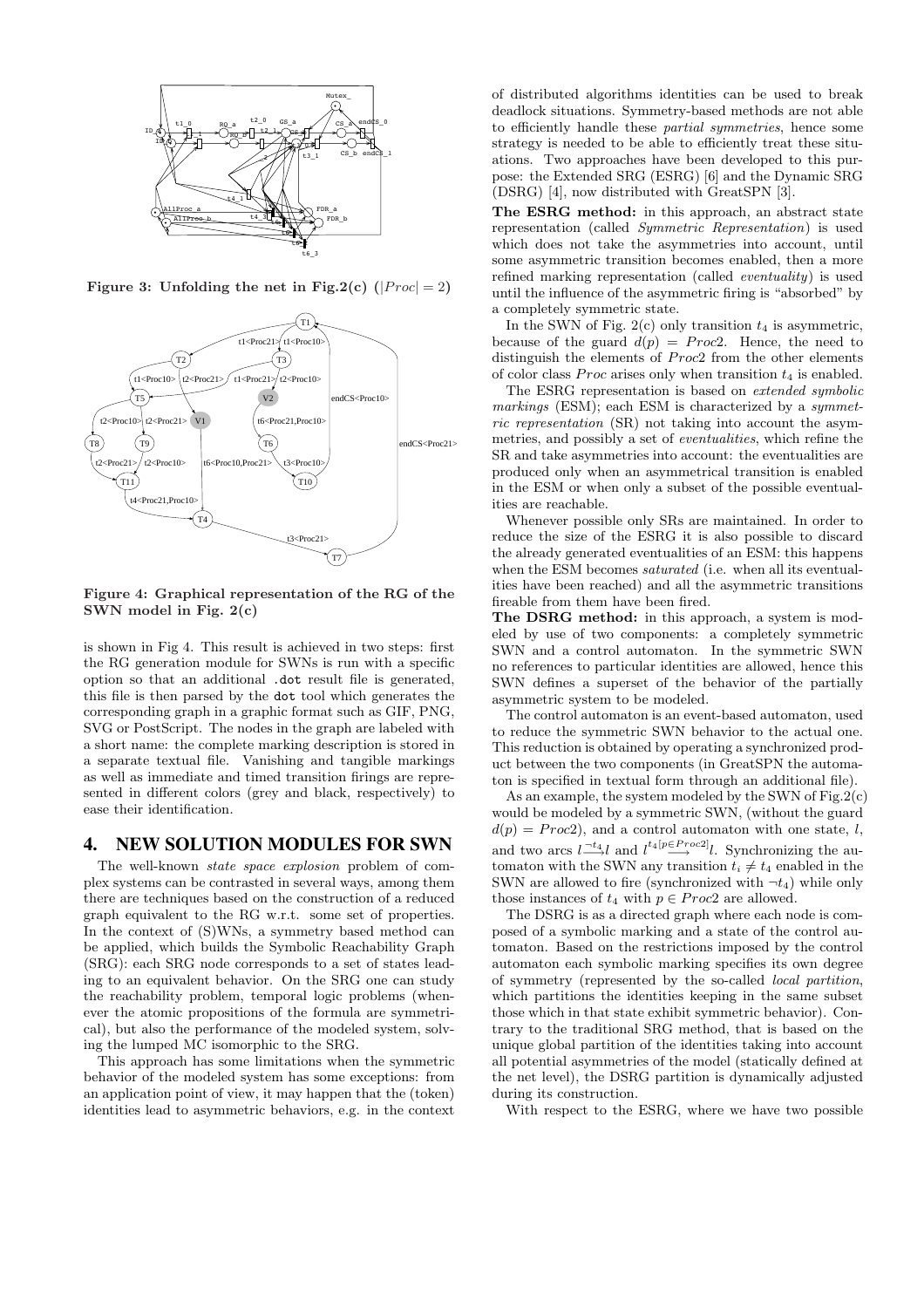Figure 3: Unfolding the net in Fig.2(c) ($|Proc| = 2$)

Figure 4: Graphical representation of the RG of the SWN model in Fig. 2(c)

is shown in Fig 4. This result is achieved in two steps: first the RG generation module for SWNs is run with a specific option so that an additional `.dot` result file is generated, this file is then parsed by the `dot` tool which generates the corresponding graph in a graphic format such as GIF, PNG, SVG or PostScript. The nodes in the graph are labeled with a short name: the complete marking description is stored in a separate textual file. Vanishing and tangible markings as well as immediate and timed transition firings are represented in different colors (grey and black, respectively) to ease their identification.

## 4. NEW SOLUTION MODULES FOR SWN

The well-known *state space explosion* problem of complex systems can be contrasted in several ways, among them there are techniques based on the construction of a reduced graph equivalent to the RG w.r.t. some set of properties. In the context of (S)WNs, a symmetry based method can be applied, which builds the Symbolic Reachability Graph (SRG): each SRG node corresponds to a set of states leading to an equivalent behavior. On the SRG one can study the reachability problem, temporal logic problems (whenever the atomic propositions of the formula are symmetrical), but also the performance of the modeled system, solving the lumped MC isomorphic to the SRG.

This approach has some limitations when the symmetric behavior of the modeled system has some exceptions: from an application point of view, it may happen that the (token) identities lead to asymmetric behaviors, e.g. in the context of distributed algorithms identities can be used to break deadlock situations. Symmetry-based methods are not able to efficiently handle these *partial symmetries*, hence some strategy is needed to be able to efficiently treat these situations. Two approaches have been developed to this purpose: the Extended SRG (ESRG) [6] and the Dynamic SRG (DSRG) [4], now distributed with GreatSPN [3].

**The ESRG method:** in this approach, an abstract state representation (called *Symmetric Representation*) is used which does not take the asymmetries into account, until some asymmetric transition becomes enabled, then a more refined marking representation (called *eventuality*) is used until the influence of the asymmetric firing is "absorbed" by a completely symmetric state.

In the SWN of Fig. 2(c) only transition $t_4$ is asymmetric, because of the guard $d(p) = Proc2$. Hence, the need to distinguish the elements of $Proc2$ from the other elements of color class $Proc$ arises only when transition $t_4$ is enabled.

The ESRG representation is based on *extended symbolic markings* (ESM); each ESM is characterized by a *symmetric representation* (SR) not taking into account the asymmetries, and possibly a set of *eventualities*, which refine the SR and take asymmetries into account: the eventualities are produced only when an asymmetrical transition is enabled in the ESM or when only a subset of the possible eventualities are reachable.

Whenever possible only SRs are maintained. In order to reduce the size of the ESRG it is also possible to discard the already generated eventualities of an ESM: this happens when the ESM becomes *saturated* (i.e. when all its eventualities have been reached) and all the asymmetric transitions fireable from them have been fired.

**The DSRG method:** in this approach, a system is modeled by use of two components: a completely symmetric SWN and a control automaton. In the symmetric SWN no references to particular identities are allowed, hence this SWN defines a superset of the behavior of the partially asymmetric system to be modeled.

The control automaton is an event-based automaton, used to reduce the symmetric SWN behavior to the actual one. This reduction is obtained by operating a synchronized product between the two components (in GreatSPN the automaton is specified in textual form through an additional file).

As an example, the system modeled by the SWN of Fig.2(c) would be modeled by a symmetric SWN, (without the guard $d(p) = Proc2$), and a control automaton with one state, $l$, and two arcs $l \xrightarrow{\neg t_4} l$ and $l \xrightarrow{t_4[p \in Proc2]} l$. Synchronizing the automaton with the SWN any transition $t_i \neq t_4$ enabled in the SWN are allowed to fire (synchronized with $\neg t_4$) while only those instances of $t_4$ with $p \in Proc2$ are allowed.

The DSRG is as a directed graph where each node is composed of a symbolic marking and a state of the control automaton. Based on the restrictions imposed by the control automaton each symbolic marking specifies its own degree of symmetry (represented by the so-called *local partition*, which partitions the identities keeping in the same subset those which in that state exhibit symmetric behavior). Contrary to the traditional SRG method, that is based on the unique global partition of the identities taking into account all potential asymmetries of the model (statically defined at the net level), the DSRG partition is dynamically adjusted during its construction.

With respect to the ESRG, where we have two possible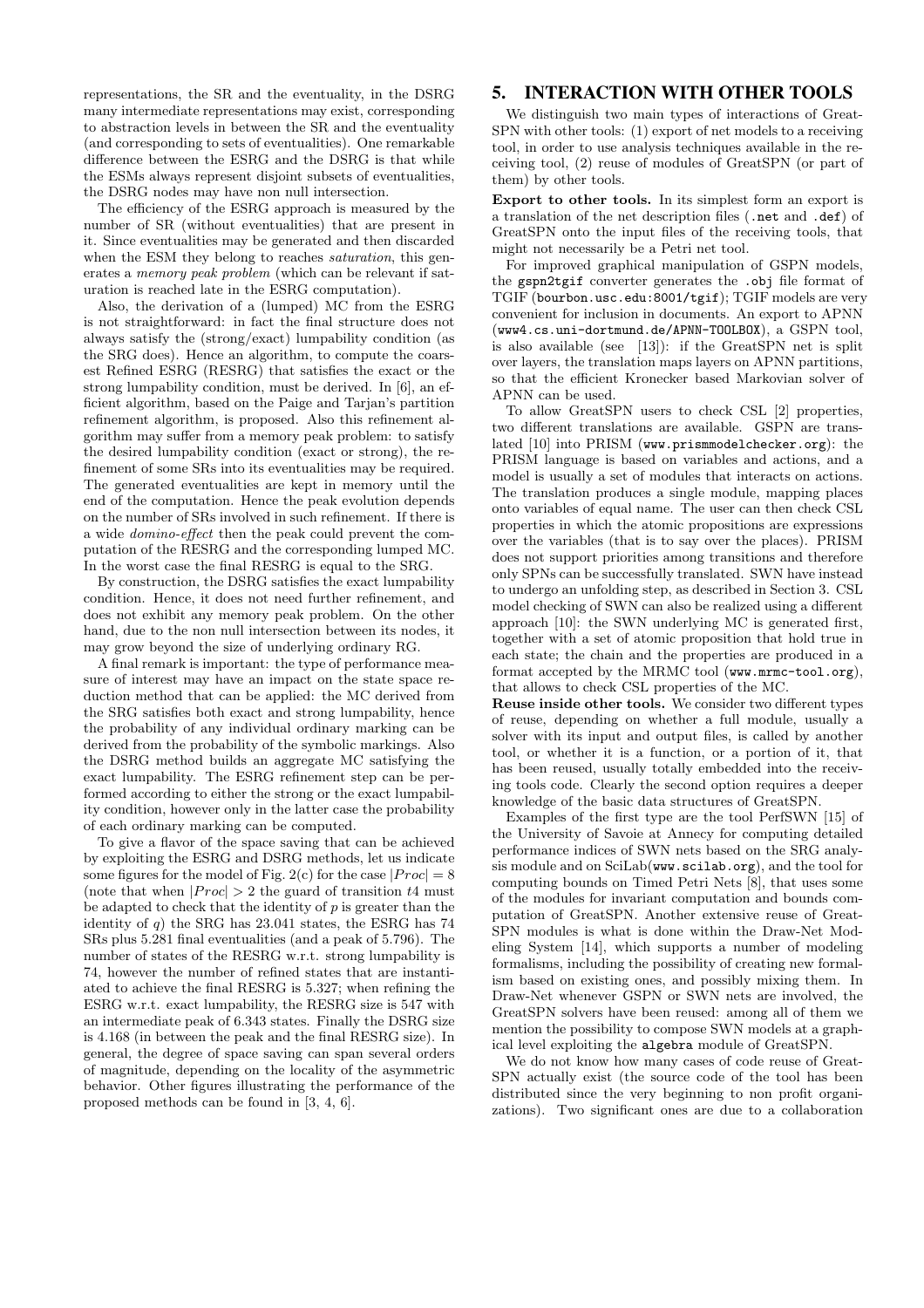representations, the SR and the eventuality, in the DSRG many intermediate representations may exist, corresponding to abstraction levels in between the SR and the eventuality (and corresponding to sets of eventualities). One remarkable difference between the ESRG and the DSRG is that while the ESMs always represent disjoint subsets of eventualities, the DSRG nodes may have non null intersection.

The efficiency of the ESRG approach is measured by the number of SR (without eventualities) that are present in it. Since eventualities may be generated and then discarded when the ESM they belong to reaches *saturation*, this generates a *memory peak problem* (which can be relevant if saturation is reached late in the ESRG computation).

Also, the derivation of a (lumped) MC from the ESRG is not straightforward: in fact the final structure does not always satisfy the (strong/exact) lumpability condition (as the SRG does). Hence an algorithm, to compute the coarsest Refined ESRG (RESRG) that satisfies the exact or the strong lumpability condition, must be derived. In [6], an efficient algorithm, based on the Paige and Tarjan's partition refinement algorithm, is proposed. Also this refinement algorithm may suffer from a memory peak problem: to satisfy the desired lumpability condition (exact or strong), the refinement of some SRs into its eventualities may be required. The generated eventualities are kept in memory until the end of the computation. Hence the peak evolution depends on the number of SRs involved in such refinement. If there is a wide *domino-effect* then the peak could prevent the computation of the RESRG and the corresponding lumped MC. In the worst case the final RESRG is equal to the SRG.

By construction, the DSRG satisfies the exact lumpability condition. Hence, it does not need further refinement, and does not exhibit any memory peak problem. On the other hand, due to the non null intersection between its nodes, it may grow beyond the size of underlying ordinary RG.

A final remark is important: the type of performance measure of interest may have an impact on the state space reduction method that can be applied: the MC derived from the SRG satisfies both exact and strong lumpability, hence the probability of any individual ordinary marking can be derived from the probability of the symbolic markings. Also the DSRG method builds an aggregate MC satisfying the exact lumpability. The ESRG refinement step can be performed according to either the strong or the exact lumpability condition, however only in the latter case the probability of each ordinary marking can be computed.

To give a flavor of the space saving that can be achieved by exploiting the ESRG and DSRG methods, let us indicate some figures for the model of Fig. 2(c) for the case $|Proc| = 8$ (note that when $|Proc| > 2$ the guard of transition $t4$ must be adapted to check that the identity of $p$ is greater than the identity of $q$) the SRG has 23.041 states, the ESRG has 74 SRs plus 5.281 final eventualities (and a peak of 5.796). The number of states of the RESRG w.r.t. strong lumpability is 74, however the number of refined states that are instantiated to achieve the final RESRG is 5.327; when refining the ESRG w.r.t. exact lumpability, the RESRG size is 547 with an intermediate peak of 6.343 states. Finally the DSRG size is 4.168 (in between the peak and the final RESRG size). In general, the degree of space saving can span several orders of magnitude, depending on the locality of the asymmetric behavior. Other figures illustrating the performance of the proposed methods can be found in [3, 4, 6].

## 5. INTERACTION WITH OTHER TOOLS

We distinguish two main types of interactions of GreatSPN with other tools: (1) export of net models to a receiving tool, in order to use analysis techniques available in the receiving tool, (2) reuse of modules of GreatSPN (or part of them) by other tools.

**Export to other tools.** In its simplest form an export is a translation of the net description files (`.net` and `.def`) of GreatSPN onto the input files of the receiving tools, that might not necessarily be a Petri net tool.

For improved graphical manipulation of GSPN models, the `gspn2tgif` converter generates the `.obj` file format of TGIF (`bourbon.usc.edu:8001/tgif`); TGIF models are very convenient for inclusion in documents. An export to APNN (`www4.cs.uni-dortmund.de/APNN-TOOLBOX`), a GSPN tool, is also available (see [13]): if the GreatSPN net is split over layers, the translation maps layers on APNN partitions, so that the efficient Kronecker based Markovian solver of APNN can be used.

To allow GreatSPN users to check CSL [2] properties, two different translations are available. GSPN are translated [10] into PRISM (`www.prismmodelchecker.org`): the PRISM language is based on variables and actions, and a model is usually a set of modules that interacts on actions. The translation produces a single module, mapping places onto variables of equal name. The user can then check CSL properties in which the atomic propositions are expressions over the variables (that is to say over the places). PRISM does not support priorities among transitions and therefore only SPNs can be successfully translated. SWN have instead to undergo an unfolding step, as described in Section 3. CSL model checking of SWN can also be realized using a different approach [10]: the SWN underlying MC is generated first, together with a set of atomic proposition that hold true in each state; the chain and the properties are produced in a format accepted by the MRMC tool (`www.mrmc-tool.org`), that allows to check CSL properties of the MC.

**Reuse inside other tools.** We consider two different types of reuse, depending on whether a full module, usually a solver with its input and output files, is called by another tool, or whether it is a function, or a portion of it, that has been reused, usually totally embedded into the receiving tools code. Clearly the second option requires a deeper knowledge of the basic data structures of GreatSPN.

Examples of the first type are the tool PerfSWN [15] of the University of Savoie at Annecy for computing detailed performance indices of SWN nets based on the SRG analysis module and on SciLab(`www.scilab.org`), and the tool for computing bounds on Timed Petri Nets [8], that uses some of the modules for invariant computation and bounds computation of GreatSPN. Another extensive reuse of GreatSPN modules is what is done within the Draw-Net Modeling System [14], which supports a number of modeling formalisms, including the possibility of creating new formalism based on existing ones, and possibly mixing them. In Draw-Net whenever GSPN or SWN nets are involved, the GreatSPN solvers have been reused: among all of them we mention the possibility to compose SWN models at a graphical level exploiting the `algebra` module of GreatSPN.

We do not know how many cases of code reuse of GreatSPN actually exist (the source code of the tool has been distributed since the very beginning to non profit organizations). Two significant ones are due to a collaboration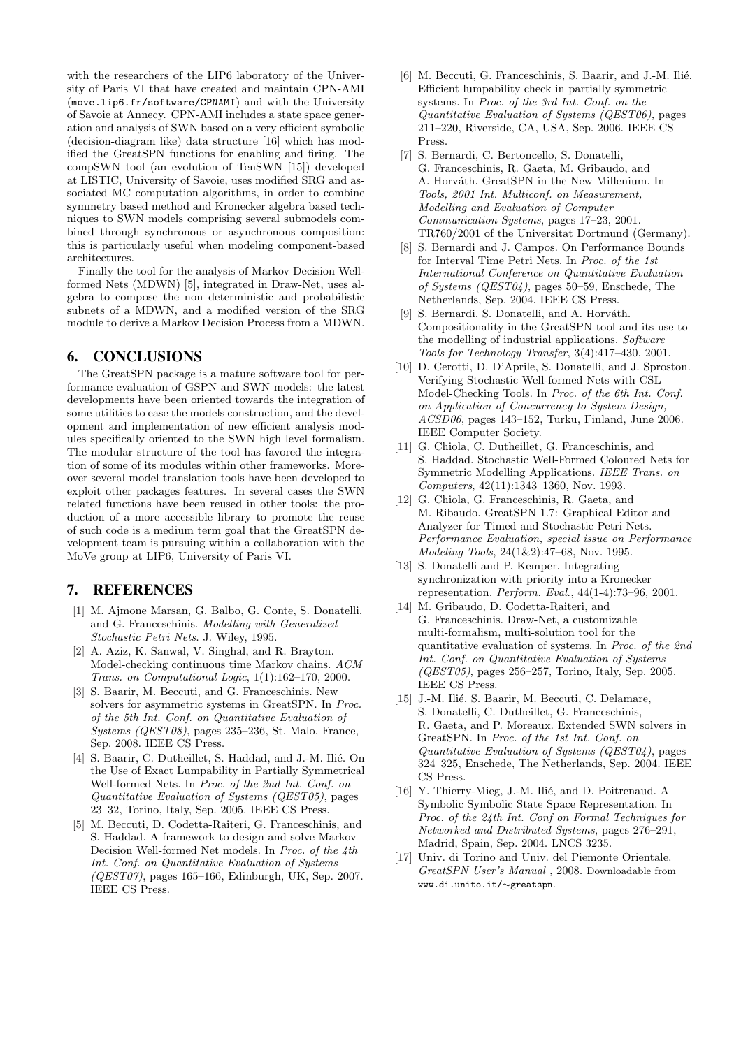with the researchers of the LIP6 laboratory of the University of Paris VI that have created and maintain CPN-AMI (`move.lip6.fr/software/CPNAMI`) and with the University of Savoie at Annecy. CPN-AMI includes a state space generation and analysis of SWN based on a very efficient symbolic (decision-diagram like) data structure [16] which has modified the GreatSPN functions for enabling and firing. The compSWN tool (an evolution of TenSWN [15]) developed at LISTIC, University of Savoie, uses modified SRG and associated MC computation algorithms, in order to combine symmetry based method and Kronecker algebra based techniques to SWN models comprising several submodels combined through synchronous or asynchronous composition: this is particularly useful when modeling component-based architectures.

Finally the tool for the analysis of Markov Decision Well-formed Nets (MDWN) [5], integrated in Draw-Net, uses algebra to compose the non deterministic and probabilistic subnets of a MDWN, and a modified version of the SRG module to derive a Markov Decision Process from a MDWN.

## 6. CONCLUSIONS

The GreatSPN package is a mature software tool for performance evaluation of GSPN and SWN models: the latest developments have been oriented towards the integration of some utilities to ease the models construction, and the development and implementation of new efficient analysis modules specifically oriented to the SWN high level formalism. The modular structure of the tool has favored the integration of some of its modules within other frameworks. Moreover several model translation tools have been developed to exploit other packages features. In several cases the SWN related functions have been reused in other tools: the production of a more accessible library to promote the reuse of such code is a medium term goal that the GreatSPN development team is pursuing within a collaboration with the MoVe group at LIP6, University of Paris VI.

## 7. REFERENCES

[1] M. Ajmone Marsan, G. Balbo, G. Conte, S. Donatelli, and G. Franceschinis. *Modelling with Generalized Stochastic Petri Nets*. J. Wiley, 1995.

[2] A. Aziz, K. Sanwal, V. Singhal, and R. Brayton. Model-checking continuous time Markov chains. *ACM Trans. on Computational Logic*, 1(1):162–170, 2000.

[3] S. Baarir, M. Beccuti, and G. Franceschinis. New solvers for asymmetric systems in GreatSPN. In *Proc. of the 5th Int. Conf. on Quantitative Evaluation of Systems (QEST08)*, pages 235–236, St. Malo, France, Sep. 2008. IEEE CS Press.

[4] S. Baarir, C. Dutheillet, S. Haddad, and J.-M. Ilié. On the Use of Exact Lumpability in Partially Symmetrical Well-formed Nets. In *Proc. of the 2nd Int. Conf. on Quantitative Evaluation of Systems (QEST05)*, pages 23–32, Torino, Italy, Sep. 2005. IEEE CS Press.

[5] M. Beccuti, D. Codetta-Raiteri, G. Franceschinis, and S. Haddad. A framework to design and solve Markov Decision Well-formed Net models. In *Proc. of the 4th Int. Conf. on Quantitative Evaluation of Systems (QEST07)*, pages 165–166, Edinburgh, UK, Sep. 2007. IEEE CS Press.

[6] M. Beccuti, G. Franceschinis, S. Baarir, and J.-M. Ilié. Efficient lumpability check in partially symmetric systems. In *Proc. of the 3rd Int. Conf. on the Quantitative Evaluation of Systems (QEST06)*, pages 211–220, Riverside, CA, USA, Sep. 2006. IEEE CS Press.

[7] S. Bernardi, C. Bertoncello, S. Donatelli, G. Franceschinis, R. Gaeta, M. Gribaudo, and A. Horváth. GreatSPN in the New Millenium. In *Tools, 2001 Int. Multiconf. on Measurement, Modelling and Evaluation of Computer Communication Systems*, pages 17–23, 2001. TR760/2001 of the Universitat Dortmund (Germany).

[8] S. Bernardi and J. Campos. On Performance Bounds for Interval Time Petri Nets. In *Proc. of the 1st International Conference on Quantitative Evaluation of Systems (QEST04)*, pages 50–59, Enschede, The Netherlands, Sep. 2004. IEEE CS Press.

[9] S. Bernardi, S. Donatelli, and A. Horváth. Compositionality in the GreatSPN tool and its use to the modelling of industrial applications. *Software Tools for Technology Transfer*, 3(4):417–430, 2001.

[10] D. Cerotti, D. D'Aprile, S. Donatelli, and J. Sproston. Verifying Stochastic Well-formed Nets with CSL Model-Checking Tools. In *Proc. of the 6th Int. Conf. on Application of Concurrency to System Design, ACSD06*, pages 143–152, Turku, Finland, June 2006. IEEE Computer Society.

[11] G. Chiola, C. Dutheillet, G. Franceschinis, and S. Haddad. Stochastic Well-Formed Coloured Nets for Symmetric Modelling Applications. *IEEE Trans. on Computers*, 42(11):1343–1360, Nov. 1993.

[12] G. Chiola, G. Franceschinis, R. Gaeta, and M. Ribaudo. GreatSPN 1.7: Graphical Editor and Analyzer for Timed and Stochastic Petri Nets. *Performance Evaluation, special issue on Performance Modeling Tools*, 24(1&2):47–68, Nov. 1995.

[13] S. Donatelli and P. Kemper. Integrating synchronization with priority into a Kronecker representation. *Perform. Eval.*, 44(1-4):73–96, 2001.

[14] M. Gribaudo, D. Codetta-Raiteri, and G. Franceschinis. Draw-Net, a customizable multi-formalism, multi-solution tool for the quantitative evaluation of systems. In *Proc. of the 2nd Int. Conf. on Quantitative Evaluation of Systems (QEST05)*, pages 256–257, Torino, Italy, Sep. 2005. IEEE CS Press.

[15] J.-M. Ilié, S. Baarir, M. Beccuti, C. Delamare, S. Donatelli, C. Dutheillet, G. Franceschinis, R. Gaeta, and P. Moreaux. Extended SWN solvers in GreatSPN. In *Proc. of the 1st Int. Conf. on Quantitative Evaluation of Systems (QEST04)*, pages 324–325, Enschede, The Netherlands, Sep. 2004. IEEE CS Press.

[16] Y. Thierry-Mieg, J.-M. Ilié, and D. Poitrenaud. A Symbolic Symbolic State Space Representation. In *Proc. of the 24th Int. Conf on Formal Techniques for Networked and Distributed Systems*, pages 276–291, Madrid, Spain, Sep. 2004. LNCS 3235.

[17] Univ. di Torino and Univ. del Piemonte Orientale. *GreatSPN User's Manual* , 2008. Downloadable from `www.di.unito.it/~greatspn`.